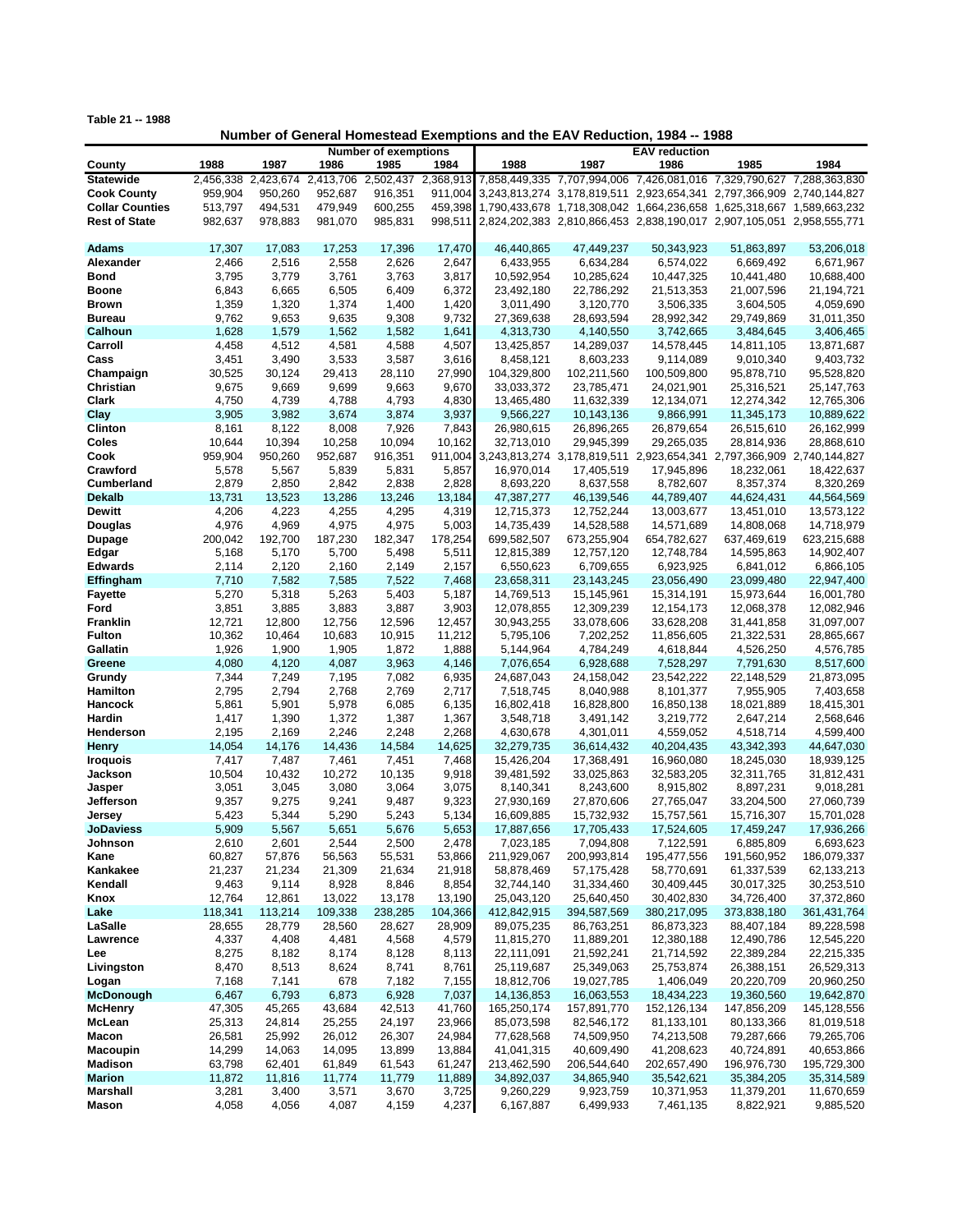**Table 21 -- 1988**

## Number of General Homestead Exemptions and the EAV Reduction, 1984 -- 1988

| County | Number of exemptions | | | | | EAV reduction | | | | |
|---|---|---|---|---|---|---|---|---|---|---|
| | 1988 | 1987 | 1986 | 1985 | 1984 | 1988 | 1987 | 1986 | 1985 | 1984 |
| **Statewide** | 2,456,338 | 2,423,674 | 2,413,706 | 2,502,437 | 2,368,913 | 7,858,449,335 | 7,707,994,006 | 7,426,081,016 | 7,329,790,627 | 7,288,363,830 |
| **Cook County** | 959,904 | 950,260 | 952,687 | 916,351 | 911,004 | 3,243,813,274 | 3,178,819,511 | 2,923,654,341 | 2,797,366,909 | 2,740,144,827 |
| **Collar Counties** | 513,797 | 494,531 | 479,949 | 600,255 | 459,398 | 1,790,433,678 | 1,718,308,042 | 1,664,236,658 | 1,625,318,667 | 1,589,663,232 |
| **Rest of State** | 982,637 | 978,883 | 981,070 | 985,831 | 998,511 | 2,824,202,383 | 2,810,866,453 | 2,838,190,017 | 2,907,105,051 | 2,958,555,771 |
| | | | | | | | | | | |
| **Adams** | 17,307 | 17,083 | 17,253 | 17,396 | 17,470 | 46,440,865 | 47,449,237 | 50,343,923 | 51,863,897 | 53,206,018 |
| **Alexander** | 2,466 | 2,516 | 2,558 | 2,626 | 2,647 | 6,433,955 | 6,634,284 | 6,574,022 | 6,669,492 | 6,671,967 |
| **Bond** | 3,795 | 3,779 | 3,761 | 3,763 | 3,817 | 10,592,954 | 10,285,624 | 10,447,325 | 10,441,480 | 10,688,400 |
| **Boone** | 6,843 | 6,665 | 6,505 | 6,409 | 6,372 | 23,492,180 | 22,786,292 | 21,513,353 | 21,007,596 | 21,194,721 |
| **Brown** | 1,359 | 1,320 | 1,374 | 1,400 | 1,420 | 3,011,490 | 3,120,770 | 3,506,335 | 3,604,505 | 4,059,690 |
| **Bureau** | 9,762 | 9,653 | 9,635 | 9,308 | 9,732 | 27,369,638 | 28,693,594 | 28,992,342 | 29,749,869 | 31,011,350 |
| **Calhoun** | 1,628 | 1,579 | 1,562 | 1,582 | 1,641 | 4,313,730 | 4,140,550 | 3,742,665 | 3,484,645 | 3,406,465 |
| **Carroll** | 4,458 | 4,512 | 4,581 | 4,588 | 4,507 | 13,425,857 | 14,289,037 | 14,578,445 | 14,811,105 | 13,871,687 |
| **Cass** | 3,451 | 3,490 | 3,533 | 3,587 | 3,616 | 8,458,121 | 8,603,233 | 9,114,089 | 9,010,340 | 9,403,732 |
| **Champaign** | 30,525 | 30,124 | 29,413 | 28,110 | 27,990 | 104,329,800 | 102,211,560 | 100,509,800 | 95,878,710 | 95,528,820 |
| **Christian** | 9,675 | 9,669 | 9,699 | 9,663 | 9,670 | 33,033,372 | 23,785,471 | 24,021,901 | 25,316,521 | 25,147,763 |
| **Clark** | 4,750 | 4,739 | 4,788 | 4,793 | 4,830 | 13,465,480 | 11,632,339 | 12,134,071 | 12,274,342 | 12,765,306 |
| **Clay** | 3,905 | 3,982 | 3,674 | 3,874 | 3,937 | 9,566,227 | 10,143,136 | 9,866,991 | 11,345,173 | 10,889,622 |
| **Clinton** | 8,161 | 8,122 | 8,008 | 7,926 | 7,843 | 26,980,615 | 26,896,265 | 26,879,654 | 26,515,610 | 26,162,999 |
| **Coles** | 10,644 | 10,394 | 10,258 | 10,094 | 10,162 | 32,713,010 | 29,945,399 | 29,265,035 | 28,814,936 | 28,868,610 |
| **Cook** | 959,904 | 950,260 | 952,687 | 916,351 | 911,004 | 3,243,813,274 | 3,178,819,511 | 2,923,654,341 | 2,797,366,909 | 2,740,144,827 |
| **Crawford** | 5,578 | 5,567 | 5,839 | 5,831 | 5,857 | 16,970,014 | 17,405,519 | 17,945,896 | 18,232,061 | 18,422,637 |
| **Cumberland** | 2,879 | 2,850 | 2,842 | 2,838 | 2,828 | 8,693,220 | 8,637,558 | 8,782,607 | 8,357,374 | 8,320,269 |
| **Dekalb** | 13,731 | 13,523 | 13,286 | 13,246 | 13,184 | 47,387,277 | 46,139,546 | 44,789,407 | 44,624,431 | 44,564,569 |
| **Dewitt** | 4,206 | 4,223 | 4,255 | 4,295 | 4,319 | 12,715,373 | 12,752,244 | 13,003,677 | 13,451,010 | 13,573,122 |
| **Douglas** | 4,976 | 4,969 | 4,975 | 4,975 | 5,003 | 14,735,439 | 14,528,588 | 14,571,689 | 14,808,068 | 14,718,979 |
| **Dupage** | 200,042 | 192,700 | 187,230 | 182,347 | 178,254 | 699,582,507 | 673,255,904 | 654,782,627 | 637,469,619 | 623,215,688 |
| **Edgar** | 5,168 | 5,170 | 5,700 | 5,498 | 5,511 | 12,815,389 | 12,757,120 | 12,748,784 | 14,595,863 | 14,902,407 |
| **Edwards** | 2,114 | 2,120 | 2,160 | 2,149 | 2,157 | 6,550,623 | 6,709,655 | 6,923,925 | 6,841,012 | 6,866,105 |
| **Effingham** | 7,710 | 7,582 | 7,585 | 7,522 | 7,468 | 23,658,311 | 23,143,245 | 23,056,490 | 23,099,480 | 22,947,400 |
| **Fayette** | 5,270 | 5,318 | 5,263 | 5,403 | 5,187 | 14,769,513 | 15,145,961 | 15,314,191 | 15,973,644 | 16,001,780 |
| **Ford** | 3,851 | 3,885 | 3,883 | 3,887 | 3,903 | 12,078,855 | 12,309,239 | 12,154,173 | 12,068,378 | 12,082,946 |
| **Franklin** | 12,721 | 12,800 | 12,756 | 12,596 | 12,457 | 30,943,255 | 33,078,606 | 33,628,208 | 31,441,858 | 31,097,007 |
| **Fulton** | 10,362 | 10,464 | 10,683 | 10,915 | 11,212 | 5,795,106 | 7,202,252 | 11,856,605 | 21,322,531 | 28,865,667 |
| **Gallatin** | 1,926 | 1,900 | 1,905 | 1,872 | 1,888 | 5,144,964 | 4,784,249 | 4,618,844 | 4,526,250 | 4,576,785 |
| **Greene** | 4,080 | 4,120 | 4,087 | 3,963 | 4,146 | 7,076,654 | 6,928,688 | 7,528,297 | 7,791,630 | 8,517,600 |
| **Grundy** | 7,344 | 7,249 | 7,195 | 7,082 | 6,935 | 24,687,043 | 24,158,042 | 23,542,222 | 22,148,529 | 21,873,095 |
| **Hamilton** | 2,795 | 2,794 | 2,768 | 2,769 | 2,717 | 7,518,745 | 8,040,988 | 8,101,377 | 7,955,905 | 7,403,658 |
| **Hancock** | 5,861 | 5,901 | 5,978 | 6,085 | 6,135 | 16,802,418 | 16,828,800 | 16,850,138 | 18,021,889 | 18,415,301 |
| **Hardin** | 1,417 | 1,390 | 1,372 | 1,387 | 1,367 | 3,548,718 | 3,491,142 | 3,219,772 | 2,647,214 | 2,568,646 |
| **Henderson** | 2,195 | 2,169 | 2,246 | 2,248 | 2,268 | 4,630,678 | 4,301,011 | 4,559,052 | 4,518,714 | 4,599,400 |
| **Henry** | 14,054 | 14,176 | 14,436 | 14,584 | 14,625 | 32,279,735 | 36,614,432 | 40,204,435 | 43,342,393 | 44,647,030 |
| **Iroquois** | 7,417 | 7,487 | 7,461 | 7,451 | 7,468 | 15,426,204 | 17,368,491 | 16,960,080 | 18,245,030 | 18,939,125 |
| **Jackson** | 10,504 | 10,432 | 10,272 | 10,135 | 9,918 | 39,481,592 | 33,025,863 | 32,583,205 | 32,311,765 | 31,812,431 |
| **Jasper** | 3,051 | 3,045 | 3,080 | 3,064 | 3,075 | 8,140,341 | 8,243,600 | 8,915,802 | 8,897,231 | 9,018,281 |
| **Jefferson** | 9,357 | 9,275 | 9,241 | 9,487 | 9,323 | 27,930,169 | 27,870,606 | 27,765,047 | 33,204,500 | 27,060,739 |
| **Jersey** | 5,423 | 5,344 | 5,290 | 5,243 | 5,134 | 16,609,885 | 15,732,932 | 15,757,561 | 15,716,307 | 15,701,028 |
| **JoDaviess** | 5,909 | 5,567 | 5,651 | 5,676 | 5,653 | 17,887,656 | 17,705,433 | 17,524,605 | 17,459,247 | 17,936,266 |
| **Johnson** | 2,610 | 2,601 | 2,544 | 2,500 | 2,478 | 7,023,185 | 7,094,808 | 7,122,591 | 6,885,809 | 6,693,623 |
| **Kane** | 60,827 | 57,876 | 56,563 | 55,531 | 53,866 | 211,929,067 | 200,993,814 | 195,477,556 | 191,560,952 | 186,079,337 |
| **Kankakee** | 21,237 | 21,234 | 21,309 | 21,634 | 21,918 | 58,878,469 | 57,175,428 | 58,770,691 | 61,337,539 | 62,133,213 |
| **Kendall** | 9,463 | 9,114 | 8,928 | 8,846 | 8,854 | 32,744,140 | 31,334,460 | 30,409,445 | 30,017,325 | 30,253,510 |
| **Knox** | 12,764 | 12,861 | 13,022 | 13,178 | 13,190 | 25,043,120 | 25,640,450 | 30,402,830 | 34,726,400 | 37,372,860 |
| **Lake** | 118,341 | 113,214 | 109,338 | 238,285 | 104,366 | 412,842,915 | 394,587,569 | 380,217,095 | 373,838,180 | 361,431,764 |
| **LaSalle** | 28,655 | 28,779 | 28,560 | 28,627 | 28,909 | 89,075,235 | 86,763,251 | 86,873,323 | 88,407,184 | 89,228,598 |
| **Lawrence** | 4,337 | 4,408 | 4,481 | 4,568 | 4,579 | 11,815,270 | 11,889,201 | 12,380,188 | 12,490,786 | 12,545,220 |
| **Lee** | 8,275 | 8,182 | 8,174 | 8,128 | 8,113 | 22,111,091 | 21,592,241 | 21,714,592 | 22,389,284 | 22,215,335 |
| **Livingston** | 8,470 | 8,513 | 8,624 | 8,741 | 8,761 | 25,119,687 | 25,349,063 | 25,753,874 | 26,388,151 | 26,529,313 |
| **Logan** | 7,168 | 7,141 | 678 | 7,182 | 7,155 | 18,812,706 | 19,027,785 | 1,406,049 | 20,220,709 | 20,960,250 |
| **McDonough** | 6,467 | 6,793 | 6,873 | 6,928 | 7,037 | 14,136,853 | 16,063,553 | 18,434,223 | 19,360,560 | 19,642,870 |
| **McHenry** | 47,305 | 45,265 | 43,684 | 42,513 | 41,760 | 165,250,174 | 157,891,770 | 152,126,134 | 147,856,209 | 145,128,556 |
| **McLean** | 25,313 | 24,814 | 25,255 | 24,197 | 23,966 | 85,073,598 | 82,546,172 | 81,133,101 | 80,133,366 | 81,019,518 |
| **Macon** | 26,581 | 25,992 | 26,012 | 26,307 | 24,984 | 77,628,568 | 74,509,950 | 74,213,508 | 79,287,666 | 79,265,706 |
| **Macoupin** | 14,299 | 14,063 | 14,095 | 13,899 | 13,884 | 41,041,315 | 40,609,490 | 41,208,623 | 40,724,891 | 40,653,866 |
| **Madison** | 63,798 | 62,401 | 61,849 | 61,543 | 61,247 | 213,462,590 | 206,544,640 | 202,657,490 | 196,976,730 | 195,729,300 |
| **Marion** | 11,872 | 11,816 | 11,774 | 11,779 | 11,889 | 34,892,037 | 34,865,940 | 35,542,621 | 35,384,205 | 35,314,589 |
| **Marshall** | 3,281 | 3,400 | 3,571 | 3,670 | 3,725 | 9,260,229 | 9,923,759 | 10,371,953 | 11,379,201 | 11,670,659 |
| **Mason** | 4,058 | 4,056 | 4,087 | 4,159 | 4,237 | 6,167,887 | 6,499,933 | 7,461,135 | 8,822,921 | 9,885,520 |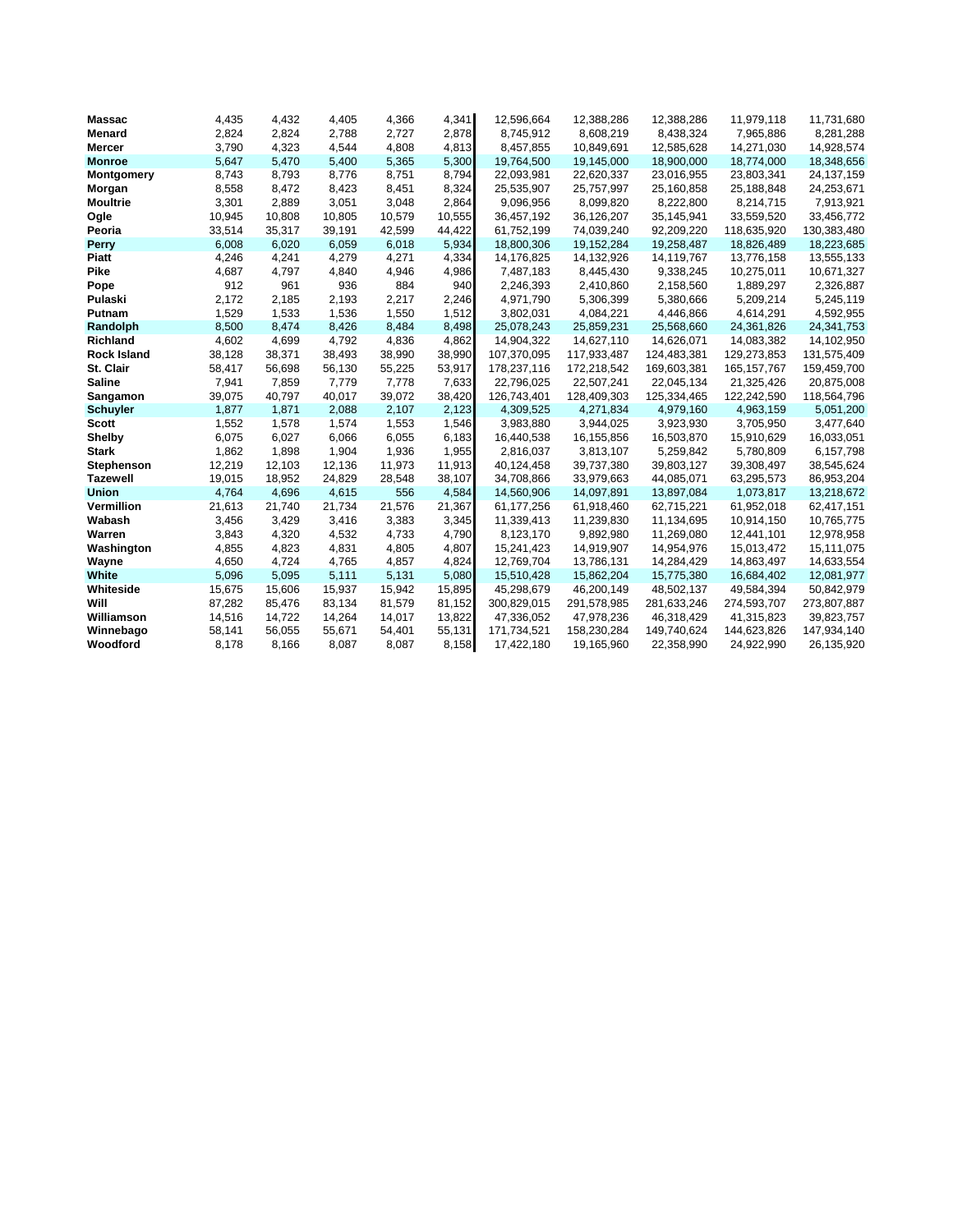| | | | | | | | | | | |
|---|---|---|---|---|---|---|---|---|---|---|
| **Massac** | 4,435 | 4,432 | 4,405 | 4,366 | 4,341 | 12,596,664 | 12,388,286 | 12,388,286 | 11,979,118 | 11,731,680 |
| **Menard** | 2,824 | 2,824 | 2,788 | 2,727 | 2,878 | 8,745,912 | 8,608,219 | 8,438,324 | 7,965,886 | 8,281,288 |
| **Mercer** | 3,790 | 4,323 | 4,544 | 4,808 | 4,813 | 8,457,855 | 10,849,691 | 12,585,628 | 14,271,030 | 14,928,574 |
| **Monroe** | 5,647 | 5,470 | 5,400 | 5,365 | 5,300 | 19,764,500 | 19,145,000 | 18,900,000 | 18,774,000 | 18,348,656 |
| **Montgomery** | 8,743 | 8,793 | 8,776 | 8,751 | 8,794 | 22,093,981 | 22,620,337 | 23,016,955 | 23,803,341 | 24,137,159 |
| **Morgan** | 8,558 | 8,472 | 8,423 | 8,451 | 8,324 | 25,535,907 | 25,757,997 | 25,160,858 | 25,188,848 | 24,253,671 |
| **Moultrie** | 3,301 | 2,889 | 3,051 | 3,048 | 2,864 | 9,096,956 | 8,099,820 | 8,222,800 | 8,214,715 | 7,913,921 |
| **Ogle** | 10,945 | 10,808 | 10,805 | 10,579 | 10,555 | 36,457,192 | 36,126,207 | 35,145,941 | 33,559,520 | 33,456,772 |
| **Peoria** | 33,514 | 35,317 | 39,191 | 42,599 | 44,422 | 61,752,199 | 74,039,240 | 92,209,220 | 118,635,920 | 130,383,480 |
| **Perry** | 6,008 | 6,020 | 6,059 | 6,018 | 5,934 | 18,800,306 | 19,152,284 | 19,258,487 | 18,826,489 | 18,223,685 |
| **Piatt** | 4,246 | 4,241 | 4,279 | 4,271 | 4,334 | 14,176,825 | 14,132,926 | 14,119,767 | 13,776,158 | 13,555,133 |
| **Pike** | 4,687 | 4,797 | 4,840 | 4,946 | 4,986 | 7,487,183 | 8,445,430 | 9,338,245 | 10,275,011 | 10,671,327 |
| **Pope** | 912 | 961 | 936 | 884 | 940 | 2,246,393 | 2,410,860 | 2,158,560 | 1,889,297 | 2,326,887 |
| **Pulaski** | 2,172 | 2,185 | 2,193 | 2,217 | 2,246 | 4,971,790 | 5,306,399 | 5,380,666 | 5,209,214 | 5,245,119 |
| **Putnam** | 1,529 | 1,533 | 1,536 | 1,550 | 1,512 | 3,802,031 | 4,084,221 | 4,446,866 | 4,614,291 | 4,592,955 |
| **Randolph** | 8,500 | 8,474 | 8,426 | 8,484 | 8,498 | 25,078,243 | 25,859,231 | 25,568,660 | 24,361,826 | 24,341,753 |
| **Richland** | 4,602 | 4,699 | 4,792 | 4,836 | 4,862 | 14,904,322 | 14,627,110 | 14,626,071 | 14,083,382 | 14,102,950 |
| **Rock Island** | 38,128 | 38,371 | 38,493 | 38,990 | 38,990 | 107,370,095 | 117,933,487 | 124,483,381 | 129,273,853 | 131,575,409 |
| **St. Clair** | 58,417 | 56,698 | 56,130 | 55,225 | 53,917 | 178,237,116 | 172,218,542 | 169,603,381 | 165,157,767 | 159,459,700 |
| **Saline** | 7,941 | 7,859 | 7,779 | 7,778 | 7,633 | 22,796,025 | 22,507,241 | 22,045,134 | 21,325,426 | 20,875,008 |
| **Sangamon** | 39,075 | 40,797 | 40,017 | 39,072 | 38,420 | 126,743,401 | 128,409,303 | 125,334,465 | 122,242,590 | 118,564,796 |
| **Schuyler** | 1,877 | 1,871 | 2,088 | 2,107 | 2,123 | 4,309,525 | 4,271,834 | 4,979,160 | 4,963,159 | 5,051,200 |
| **Scott** | 1,552 | 1,578 | 1,574 | 1,553 | 1,546 | 3,983,880 | 3,944,025 | 3,923,930 | 3,705,950 | 3,477,640 |
| **Shelby** | 6,075 | 6,027 | 6,066 | 6,055 | 6,183 | 16,440,538 | 16,155,856 | 16,503,870 | 15,910,629 | 16,033,051 |
| **Stark** | 1,862 | 1,898 | 1,904 | 1,936 | 1,955 | 2,816,037 | 3,813,107 | 5,259,842 | 5,780,809 | 6,157,798 |
| **Stephenson** | 12,219 | 12,103 | 12,136 | 11,973 | 11,913 | 40,124,458 | 39,737,380 | 39,803,127 | 39,308,497 | 38,545,624 |
| **Tazewell** | 19,015 | 18,952 | 24,829 | 28,548 | 38,107 | 34,708,866 | 33,979,663 | 44,085,071 | 63,295,573 | 86,953,204 |
| **Union** | 4,764 | 4,696 | 4,615 | 556 | 4,584 | 14,560,906 | 14,097,891 | 13,897,084 | 1,073,817 | 13,218,672 |
| **Vermillion** | 21,613 | 21,740 | 21,734 | 21,576 | 21,367 | 61,177,256 | 61,918,460 | 62,715,221 | 61,952,018 | 62,417,151 |
| **Wabash** | 3,456 | 3,429 | 3,416 | 3,383 | 3,345 | 11,339,413 | 11,239,830 | 11,134,695 | 10,914,150 | 10,765,775 |
| **Warren** | 3,843 | 4,320 | 4,532 | 4,733 | 4,790 | 8,123,170 | 9,892,980 | 11,269,080 | 12,441,101 | 12,978,958 |
| **Washington** | 4,855 | 4,823 | 4,831 | 4,805 | 4,807 | 15,241,423 | 14,919,907 | 14,954,976 | 15,013,472 | 15,111,075 |
| **Wayne** | 4,650 | 4,724 | 4,765 | 4,857 | 4,824 | 12,769,704 | 13,786,131 | 14,284,429 | 14,863,497 | 14,633,554 |
| **White** | 5,096 | 5,095 | 5,111 | 5,131 | 5,080 | 15,510,428 | 15,862,204 | 15,775,380 | 16,684,402 | 12,081,977 |
| **Whiteside** | 15,675 | 15,606 | 15,937 | 15,942 | 15,895 | 45,298,679 | 46,200,149 | 48,502,137 | 49,584,394 | 50,842,979 |
| **Will** | 87,282 | 85,476 | 83,134 | 81,579 | 81,152 | 300,829,015 | 291,578,985 | 281,633,246 | 274,593,707 | 273,807,887 |
| **Williamson** | 14,516 | 14,722 | 14,264 | 14,017 | 13,822 | 47,336,052 | 47,978,236 | 46,318,429 | 41,315,823 | 39,823,757 |
| **Winnebago** | 58,141 | 56,055 | 55,671 | 54,401 | 55,131 | 171,734,521 | 158,230,284 | 149,740,624 | 144,623,826 | 147,934,140 |
| **Woodford** | 8,178 | 8,166 | 8,087 | 8,087 | 8,158 | 17,422,180 | 19,165,960 | 22,358,990 | 24,922,990 | 26,135,920 |